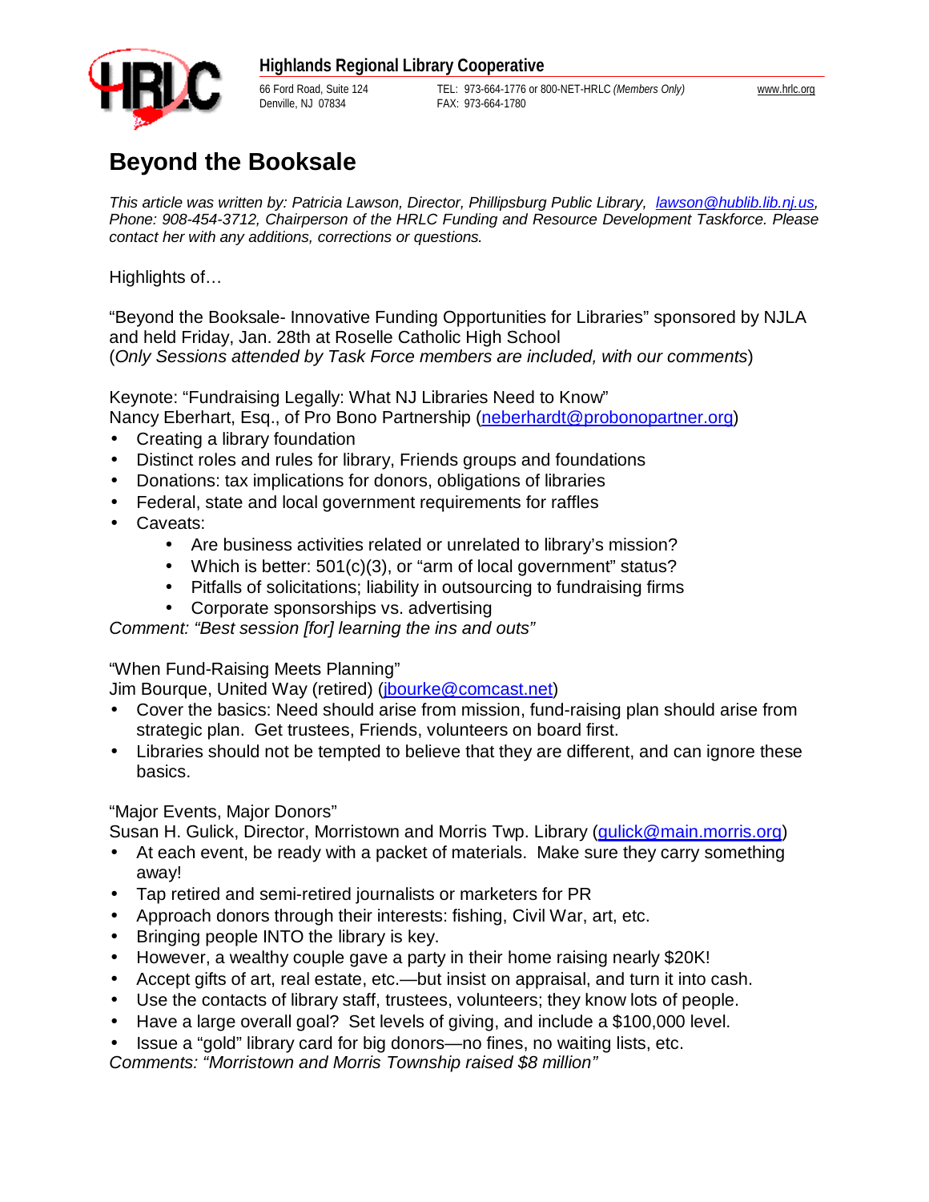**Highlands Regional Library Cooperative**

66 Ford Road, Suite 124
Denville, NJ 07834

TEL: 973-664-1776 or 800-NET-HRLC *(Members Only)*
FAX: 973-664-1780

www.hrlc.org

# Beyond the Booksale

*This article was written by: Patricia Lawson, Director, Phillipsburg Public Library, lawson@hublib.lib.nj.us, Phone: 908-454-3712, Chairperson of the HRLC Funding and Resource Development Taskforce. Please contact her with any additions, corrections or questions.*

Highlights of…

"Beyond the Booksale- Innovative Funding Opportunities for Libraries" sponsored by NJLA and held Friday, Jan. 28th at Roselle Catholic High School
(*Only Sessions attended by Task Force members are included, with our comments*)

Keynote: "Fundraising Legally: What NJ Libraries Need to Know"
Nancy Eberhart, Esq., of Pro Bono Partnership (neberhardt@probonopartner.org)

- Creating a library foundation
- Distinct roles and rules for library, Friends groups and foundations
- Donations: tax implications for donors, obligations of libraries
- Federal, state and local government requirements for raffles
- Caveats:
  - Are business activities related or unrelated to library's mission?
  - Which is better: 501(c)(3), or "arm of local government" status?
  - Pitfalls of solicitations; liability in outsourcing to fundraising firms
  - Corporate sponsorships vs. advertising

*Comment: "Best session [for] learning the ins and outs"*

"When Fund-Raising Meets Planning"
Jim Bourque, United Way (retired) (jbourke@comcast.net)

- Cover the basics: Need should arise from mission, fund-raising plan should arise from strategic plan. Get trustees, Friends, volunteers on board first.
- Libraries should not be tempted to believe that they are different, and can ignore these basics.

"Major Events, Major Donors"
Susan H. Gulick, Director, Morristown and Morris Twp. Library (gulick@main.morris.org)

- At each event, be ready with a packet of materials. Make sure they carry something away!
- Tap retired and semi-retired journalists or marketers for PR
- Approach donors through their interests: fishing, Civil War, art, etc.
- Bringing people INTO the library is key.
- However, a wealthy couple gave a party in their home raising nearly $20K!
- Accept gifts of art, real estate, etc.—but insist on appraisal, and turn it into cash.
- Use the contacts of library staff, trustees, volunteers; they know lots of people.
- Have a large overall goal? Set levels of giving, and include a $100,000 level.
- Issue a "gold" library card for big donors—no fines, no waiting lists, etc.

*Comments: "Morristown and Morris Township raised $8 million"*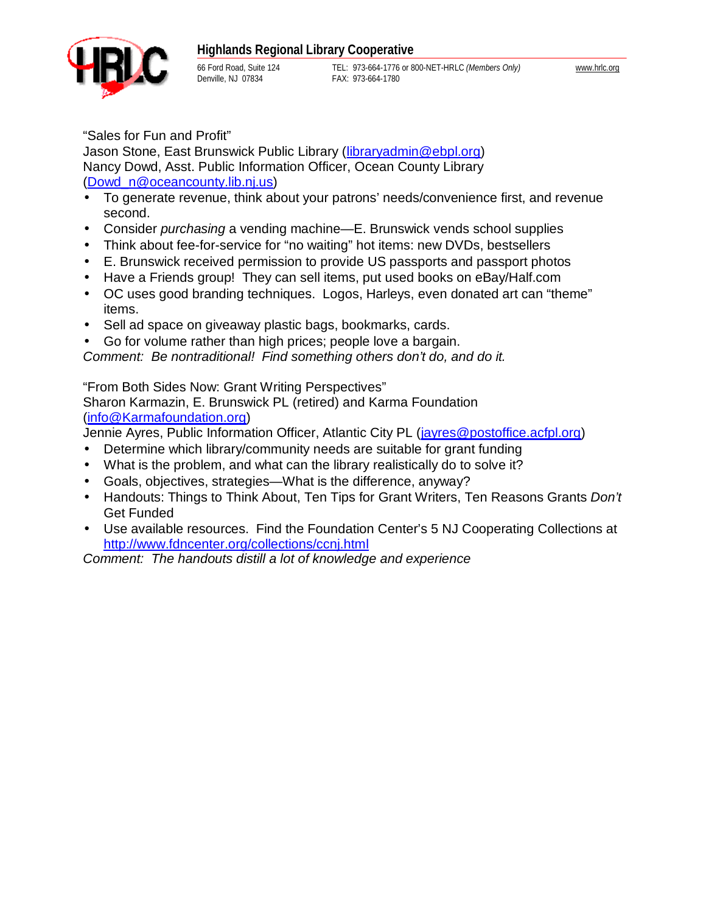"Sales for Fun and Profit"
Jason Stone, East Brunswick Public Library (libraryadmin@ebpl.org)
Nancy Dowd, Asst. Public Information Officer, Ocean County Library (Dowd_n@oceancounty.lib.nj.us)

- To generate revenue, think about your patrons' needs/convenience first, and revenue second.
- Consider *purchasing* a vending machine—E. Brunswick vends school supplies
- Think about fee-for-service for "no waiting" hot items: new DVDs, bestsellers
- E. Brunswick received permission to provide US passports and passport photos
- Have a Friends group! They can sell items, put used books on eBay/Half.com
- OC uses good branding techniques. Logos, Harleys, even donated art can "theme" items.
- Sell ad space on giveaway plastic bags, bookmarks, cards.
- Go for volume rather than high prices; people love a bargain.

*Comment: Be nontraditional! Find something others don't do, and do it.*

"From Both Sides Now: Grant Writing Perspectives"
Sharon Karmazin, E. Brunswick PL (retired) and Karma Foundation (info@Karmafoundation.org)
Jennie Ayres, Public Information Officer, Atlantic City PL (jayres@postoffice.acfpl.org)

- Determine which library/community needs are suitable for grant funding
- What is the problem, and what can the library realistically do to solve it?
- Goals, objectives, strategies—What is the difference, anyway?
- Handouts: Things to Think About, Ten Tips for Grant Writers, Ten Reasons Grants *Don't* Get Funded
- Use available resources. Find the Foundation Center's 5 NJ Cooperating Collections at http://www.fdncenter.org/collections/ccnj.html

*Comment: The handouts distill a lot of knowledge and experience*